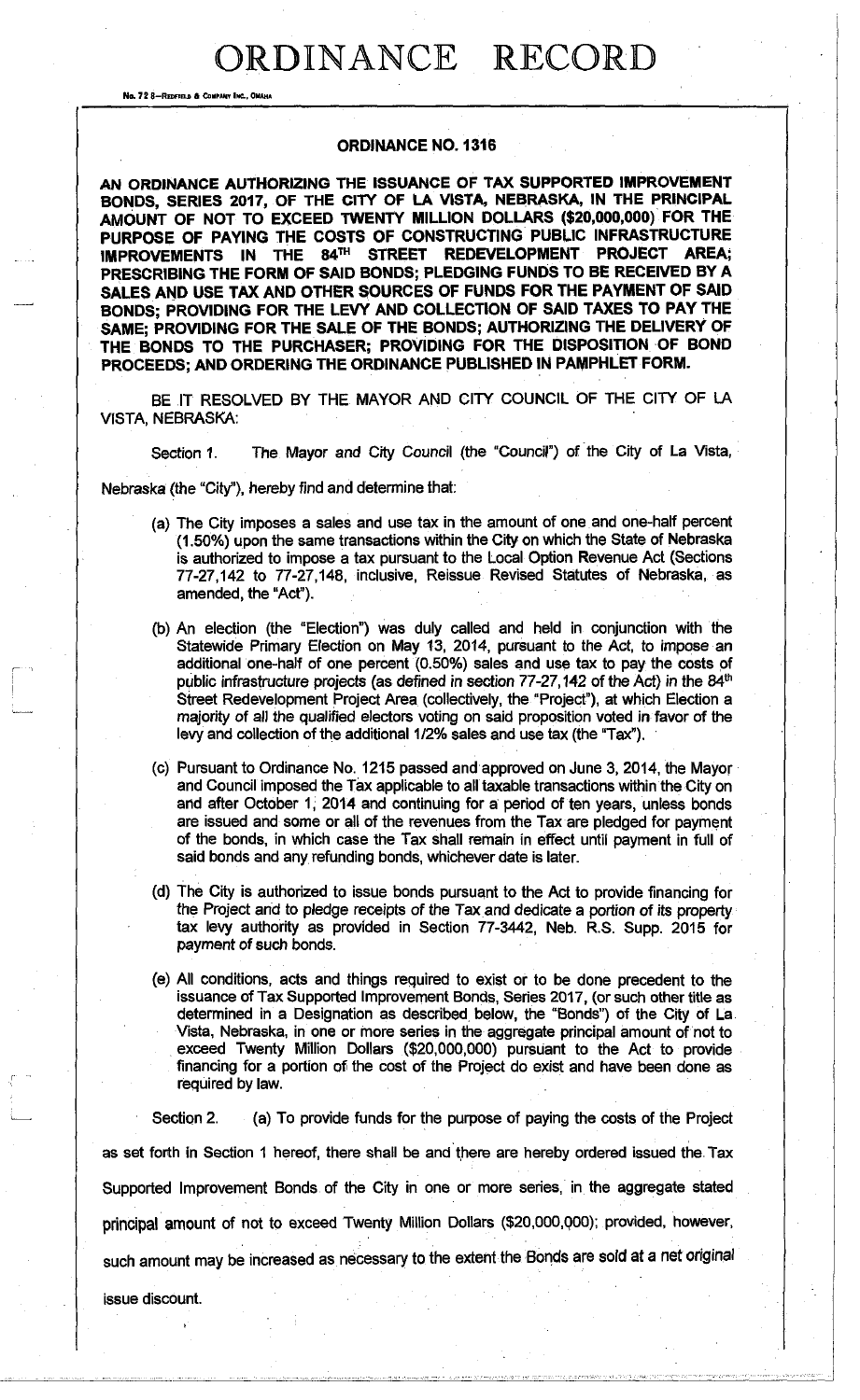# ORDINANCE RECORD

No. 72 8—REDFIELD & COMPANY INC., OMAHA

## ORDINANCE NO. 1316

**AN ORDINANCE AUTHORIZING THE ISSUANCE OF TAX SUPPORTED IMPROVEMENT BONDS, SERIES 2017, OF THE CITY OF LA VISTA, NEBRASKA, IN THE PRINCIPAL AMOUNT OF NOT TO EXCEED TWENTY MILLION DOLLARS ($20,000,000) FOR THE PURPOSE OF PAYING THE COSTS OF CONSTRUCTING PUBLIC INFRASTRUCTURE IMPROVEMENTS IN THE 84TH STREET REDEVELOPMENT PROJECT AREA; PRESCRIBING THE FORM OF SAID BONDS; PLEDGING FUNDS TO BE RECEIVED BY A SALES AND USE TAX AND OTHER SOURCES OF FUNDS FOR THE PAYMENT OF SAID BONDS; PROVIDING FOR THE LEVY AND COLLECTION OF SAID TAXES TO PAY THE SAME; PROVIDING FOR THE SALE OF THE BONDS; AUTHORIZING THE DELIVERY OF THE BONDS TO THE PURCHASER; PROVIDING FOR THE DISPOSITION OF BOND PROCEEDS; AND ORDERING THE ORDINANCE PUBLISHED IN PAMPHLET FORM.**

BE IT RESOLVED BY THE MAYOR AND CITY COUNCIL OF THE CITY OF LA VISTA, NEBRASKA:

Section 1. The Mayor and City Council (the "Council") of the City of La Vista, Nebraska (the "City"), hereby find and determine that:

(a) The City imposes a sales and use tax in the amount of one and one-half percent (1.50%) upon the same transactions within the City on which the State of Nebraska is authorized to impose a tax pursuant to the Local Option Revenue Act (Sections 77-27,142 to 77-27,148, inclusive, Reissue Revised Statutes of Nebraska, as amended, the "Act").

(b) An election (the "Election") was duly called and held in conjunction with the Statewide Primary Election on May 13, 2014, pursuant to the Act, to impose an additional one-half of one percent (0.50%) sales and use tax to pay the costs of public infrastructure projects (as defined in section 77-27,142 of the Act) in the 84th Street Redevelopment Project Area (collectively, the "Project"), at which Election a majority of all the qualified electors voting on said proposition voted in favor of the levy and collection of the additional 1/2% sales and use tax (the "Tax").

(c) Pursuant to Ordinance No. 1215 passed and approved on June 3, 2014, the Mayor and Council imposed the Tax applicable to all taxable transactions within the City on and after October 1, 2014 and continuing for a period of ten years, unless bonds are issued and some or all of the revenues from the Tax are pledged for payment of the bonds, in which case the Tax shall remain in effect until payment in full of said bonds and any refunding bonds, whichever date is later.

(d) The City is authorized to issue bonds pursuant to the Act to provide financing for the Project and to pledge receipts of the Tax and dedicate a portion of its property tax levy authority as provided in Section 77-3442, Neb. R.S. Supp. 2015 for payment of such bonds.

(e) All conditions, acts and things required to exist or to be done precedent to the issuance of Tax Supported Improvement Bonds, Series 2017, (or such other title as determined in a Designation as described below, the "Bonds") of the City of La Vista, Nebraska, in one or more series in the aggregate principal amount of not to exceed Twenty Million Dollars ($20,000,000) pursuant to the Act to provide financing for a portion of the cost of the Project do exist and have been done as required by law.

Section 2. (a) To provide funds for the purpose of paying the costs of the Project as set forth in Section 1 hereof, there shall be and there are hereby ordered issued the Tax Supported Improvement Bonds of the City in one or more series, in the aggregate stated principal amount of not to exceed Twenty Million Dollars ($20,000,000); provided, however, such amount may be increased as necessary to the extent the Bonds are sold at a net original issue discount.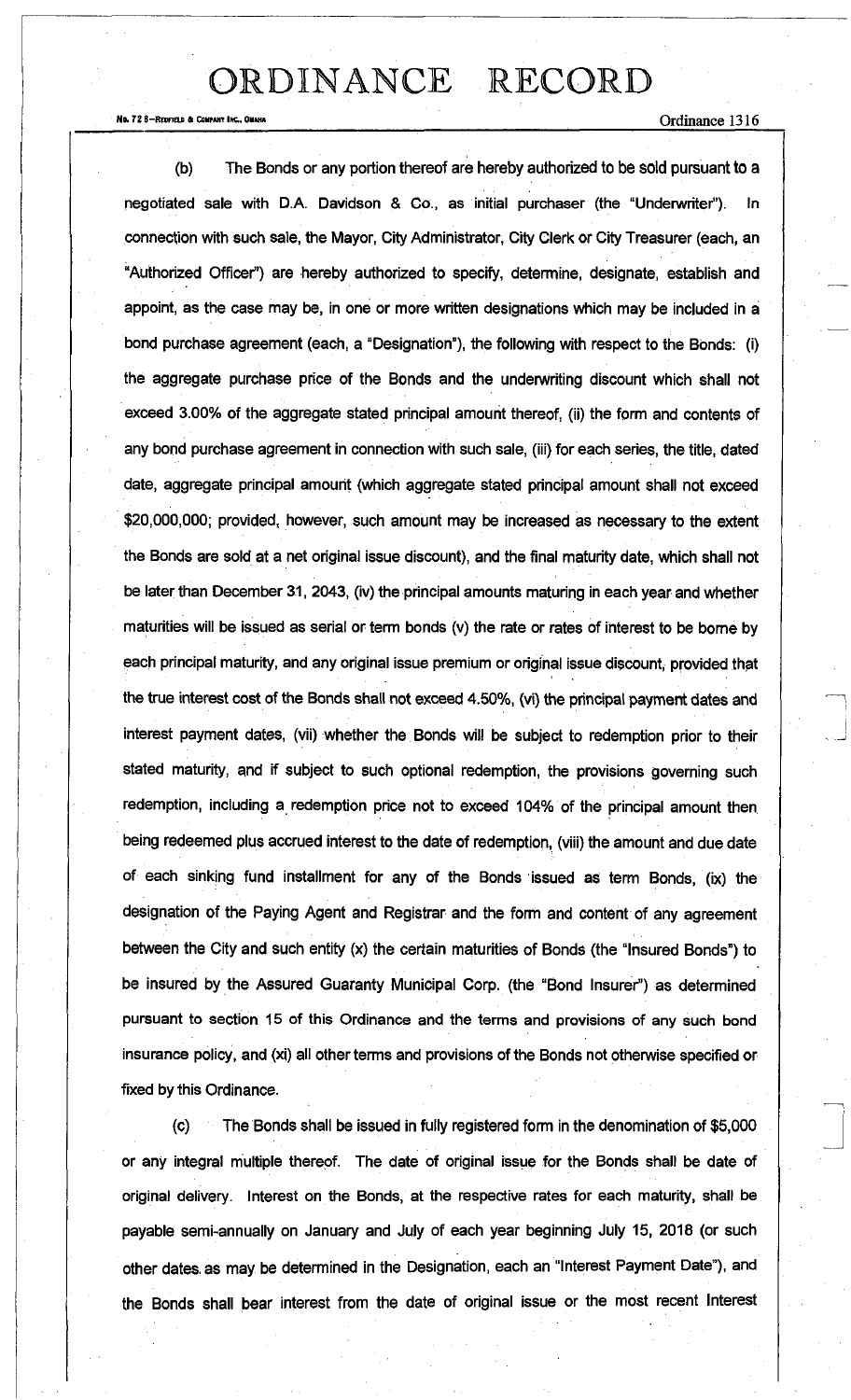(b) The Bonds or any portion thereof are hereby authorized to be sold pursuant to a negotiated sale with D.A. Davidson & Co., as initial purchaser (the "Underwriter"). In connection with such sale, the Mayor, City Administrator, City Clerk or City Treasurer (each, an "Authorized Officer") are hereby authorized to specify, determine, designate, establish and appoint, as the case may be, in one or more written designations which may be included in a bond purchase agreement (each, a "Designation"), the following with respect to the Bonds: (i) the aggregate purchase price of the Bonds and the underwriting discount which shall not exceed 3.00% of the aggregate stated principal amount thereof, (ii) the form and contents of any bond purchase agreement in connection with such sale, (iii) for each series, the title, dated date, aggregate principal amount (which aggregate stated principal amount shall not exceed $20,000,000; provided, however, such amount may be increased as necessary to the extent the Bonds are sold at a net original issue discount), and the final maturity date, which shall not be later than December 31, 2043, (iv) the principal amounts maturing in each year and whether maturities will be issued as serial or term bonds (v) the rate or rates of interest to be borne by each principal maturity, and any original issue premium or original issue discount, provided that the true interest cost of the Bonds shall not exceed 4.50%, (vi) the principal payment dates and interest payment dates, (vii) whether the Bonds will be subject to redemption prior to their stated maturity, and if subject to such optional redemption, the provisions governing such redemption, including a redemption price not to exceed 104% of the principal amount then being redeemed plus accrued interest to the date of redemption, (viii) the amount and due date of each sinking fund installment for any of the Bonds issued as term Bonds, (ix) the designation of the Paying Agent and Registrar and the form and content of any agreement between the City and such entity (x) the certain maturities of Bonds (the "Insured Bonds") to be insured by the Assured Guaranty Municipal Corp. (the "Bond Insurer") as determined pursuant to section 15 of this Ordinance and the terms and provisions of any such bond insurance policy, and (xi) all other terms and provisions of the Bonds not otherwise specified or fixed by this Ordinance.

(c) The Bonds shall be issued in fully registered form in the denomination of $5,000 or any integral multiple thereof. The date of original issue for the Bonds shall be date of original delivery. Interest on the Bonds, at the respective rates for each maturity, shall be payable semi-annually on January and July of each year beginning July 15, 2018 (or such other dates as may be determined in the Designation, each an "Interest Payment Date"), and the Bonds shall bear interest from the date of original issue or the most recent Interest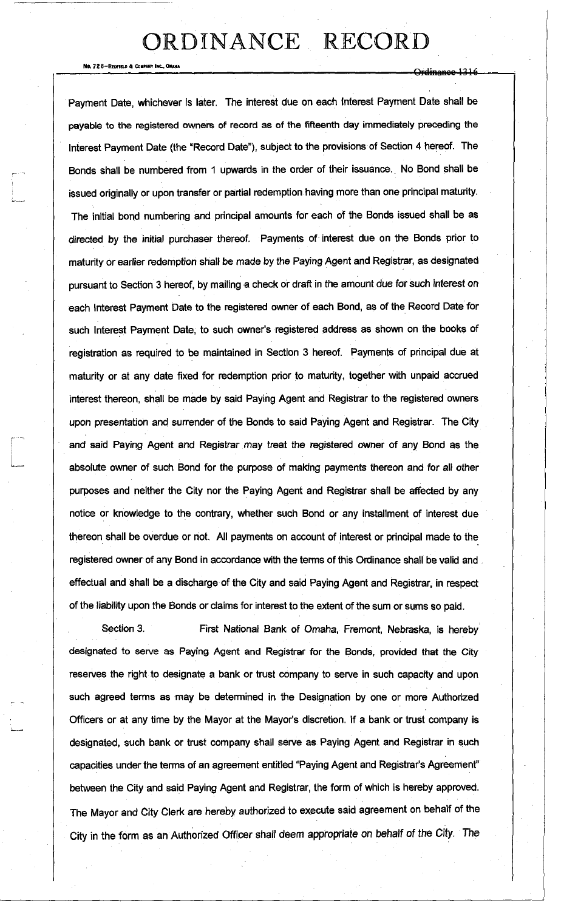Payment Date, whichever is later. The interest due on each Interest Payment Date shall be payable to the registered owners of record as of the fifteenth day immediately preceding the Interest Payment Date (the "Record Date"), subject to the provisions of Section 4 hereof. The Bonds shall be numbered from 1 upwards in the order of their issuance. No Bond shall be issued originally or upon transfer or partial redemption having more than one principal maturity. The initial bond numbering and principal amounts for each of the Bonds issued shall be as directed by the initial purchaser thereof. Payments of interest due on the Bonds prior to maturity or earlier redemption shall be made by the Paying Agent and Registrar, as designated pursuant to Section 3 hereof, by mailing a check or draft in the amount due for such interest on each Interest Payment Date to the registered owner of each Bond, as of the Record Date for such Interest Payment Date, to such owner's registered address as shown on the books of registration as required to be maintained in Section 3 hereof. Payments of principal due at maturity or at any date fixed for redemption prior to maturity, together with unpaid accrued interest thereon, shall be made by said Paying Agent and Registrar to the registered owners upon presentation and surrender of the Bonds to said Paying Agent and Registrar. The City and said Paying Agent and Registrar may treat the registered owner of any Bond as the absolute owner of such Bond for the purpose of making payments thereon and for all other purposes and neither the City nor the Paying Agent and Registrar shall be affected by any notice or knowledge to the contrary, whether such Bond or any installment of interest due thereon shall be overdue or not. All payments on account of interest or principal made to the registered owner of any Bond in accordance with the terms of this Ordinance shall be valid and effectual and shall be a discharge of the City and said Paying Agent and Registrar, in respect of the liability upon the Bonds or claims for interest to the extent of the sum or sums so paid.

Section 3. First National Bank of Omaha, Fremont, Nebraska, is hereby designated to serve as Paying Agent and Registrar for the Bonds, provided that the City reserves the right to designate a bank or trust company to serve in such capacity and upon such agreed terms as may be determined in the Designation by one or more Authorized Officers or at any time by the Mayor at the Mayor's discretion. If a bank or trust company is designated, such bank or trust company shall serve as Paying Agent and Registrar in such capacities under the terms of an agreement entitled "Paying Agent and Registrar's Agreement" between the City and said Paying Agent and Registrar, the form of which is hereby approved. The Mayor and City Clerk are hereby authorized to execute said agreement on behalf of the City in the form as an Authorized Officer shall deem appropriate on behalf of the City. The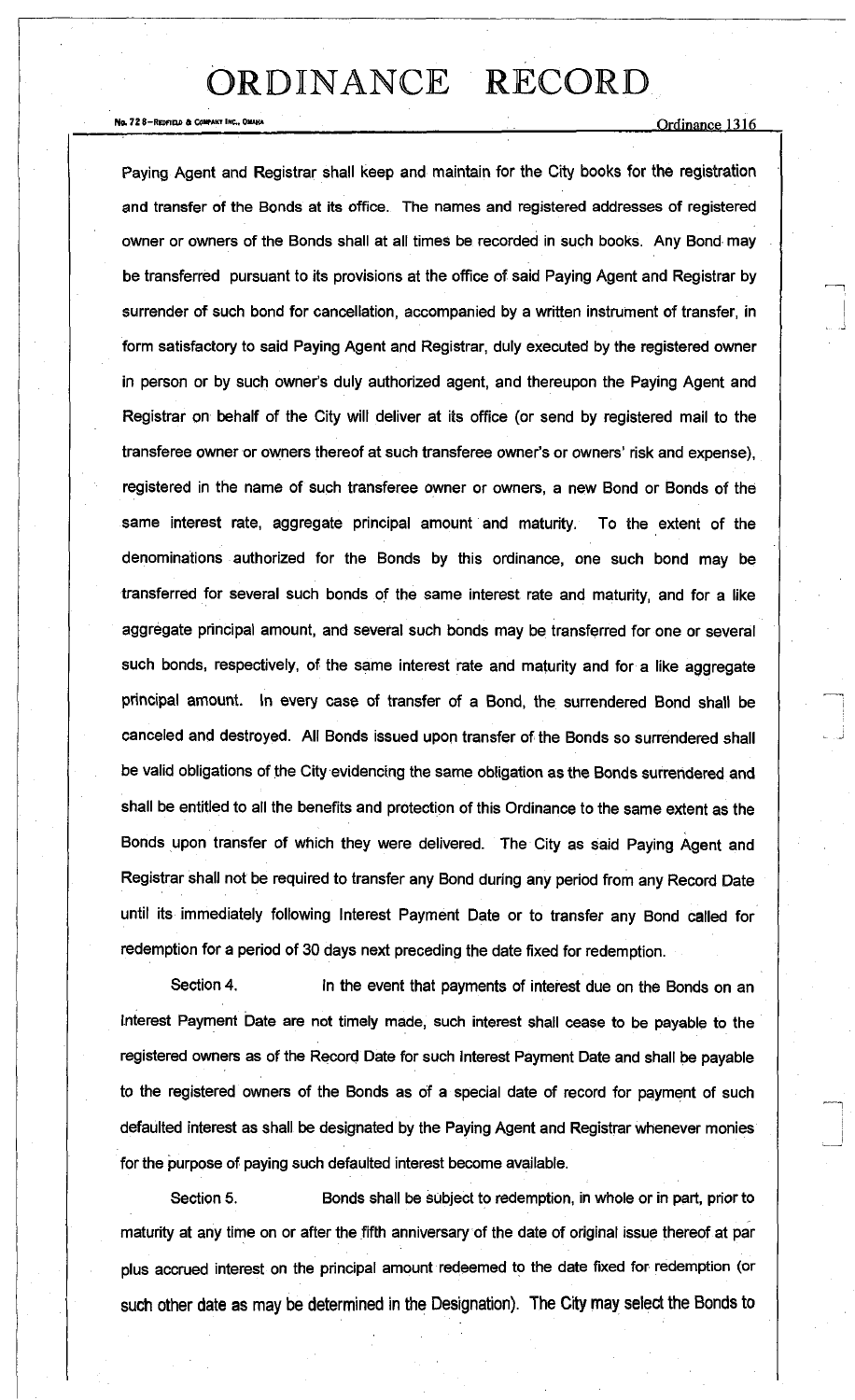Paying Agent and Registrar shall keep and maintain for the City books for the registration and transfer of the Bonds at its office. The names and registered addresses of registered owner or owners of the Bonds shall at all times be recorded in such books. Any Bond may be transferred pursuant to its provisions at the office of said Paying Agent and Registrar by surrender of such bond for cancellation, accompanied by a written instrument of transfer, in form satisfactory to said Paying Agent and Registrar, duly executed by the registered owner in person or by such owner's duly authorized agent, and thereupon the Paying Agent and Registrar on behalf of the City will deliver at its office (or send by registered mail to the transferee owner or owners thereof at such transferee owner's or owners' risk and expense), registered in the name of such transferee owner or owners, a new Bond or Bonds of the same interest rate, aggregate principal amount and maturity. To the extent of the denominations authorized for the Bonds by this ordinance, one such bond may be transferred for several such bonds of the same interest rate and maturity, and for a like aggregate principal amount, and several such bonds may be transferred for one or several such bonds, respectively, of the same interest rate and maturity and for a like aggregate principal amount. In every case of transfer of a Bond, the surrendered Bond shall be canceled and destroyed. All Bonds issued upon transfer of the Bonds so surrendered shall be valid obligations of the City evidencing the same obligation as the Bonds surrendered and shall be entitled to all the benefits and protection of this Ordinance to the same extent as the Bonds upon transfer of which they were delivered. The City as said Paying Agent and Registrar shall not be required to transfer any Bond during any period from any Record Date until its immediately following Interest Payment Date or to transfer any Bond called for redemption for a period of 30 days next preceding the date fixed for redemption.

Section 4. In the event that payments of interest due on the Bonds on an Interest Payment Date are not timely made, such interest shall cease to be payable to the registered owners as of the Record Date for such Interest Payment Date and shall be payable to the registered owners of the Bonds as of a special date of record for payment of such defaulted interest as shall be designated by the Paying Agent and Registrar whenever monies for the purpose of paying such defaulted interest become available.

Section 5. Bonds shall be subject to redemption, in whole or in part, prior to maturity at any time on or after the fifth anniversary of the date of original issue thereof at par plus accrued interest on the principal amount redeemed to the date fixed for redemption (or such other date as may be determined in the Designation). The City may select the Bonds to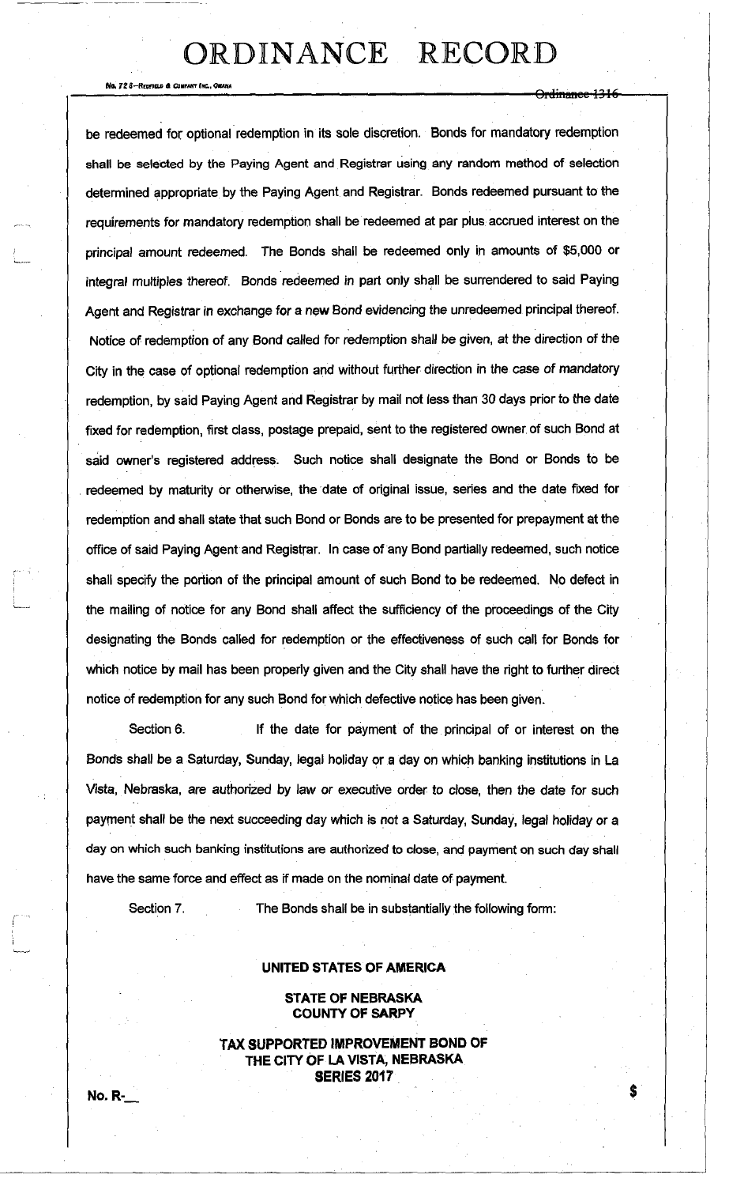be redeemed for optional redemption in its sole discretion. Bonds for mandatory redemption shall be selected by the Paying Agent and Registrar using any random method of selection determined appropriate by the Paying Agent and Registrar. Bonds redeemed pursuant to the requirements for mandatory redemption shall be redeemed at par plus accrued interest on the principal amount redeemed. The Bonds shall be redeemed only in amounts of $5,000 or integral multiples thereof. Bonds redeemed in part only shall be surrendered to said Paying Agent and Registrar in exchange for a new Bond evidencing the unredeemed principal thereof. Notice of redemption of any Bond called for redemption shall be given, at the direction of the City in the case of optional redemption and without further direction in the case of mandatory redemption, by said Paying Agent and Registrar by mail not less than 30 days prior to the date fixed for redemption, first class, postage prepaid, sent to the registered owner of such Bond at said owner's registered address. Such notice shall designate the Bond or Bonds to be redeemed by maturity or otherwise, the date of original issue, series and the date fixed for redemption and shall state that such Bond or Bonds are to be presented for prepayment at the office of said Paying Agent and Registrar. In case of any Bond partially redeemed, such notice shall specify the portion of the principal amount of such Bond to be redeemed. No defect in the mailing of notice for any Bond shall affect the sufficiency of the proceedings of the City designating the Bonds called for redemption or the effectiveness of such call for Bonds for which notice by mail has been properly given and the City shall have the right to further direct notice of redemption for any such Bond for which defective notice has been given.

Section 6. If the date for payment of the principal of or interest on the Bonds shall be a Saturday, Sunday, legal holiday or a day on which banking institutions in La Vista, Nebraska, are authorized by law or executive order to close, then the date for such payment shall be the next succeeding day which is not a Saturday, Sunday, legal holiday or a day on which such banking institutions are authorized to close, and payment on such day shall have the same force and effect as if made on the nominal date of payment.

Section 7. The Bonds shall be in substantially the following form:

**UNITED STATES OF AMERICA**

**STATE OF NEBRASKA**
**COUNTY OF SARPY**

**TAX SUPPORTED IMPROVEMENT BOND OF**
**THE CITY OF LA VISTA, NEBRASKA**
**SERIES 2017**

**No. R-\_\_** **$**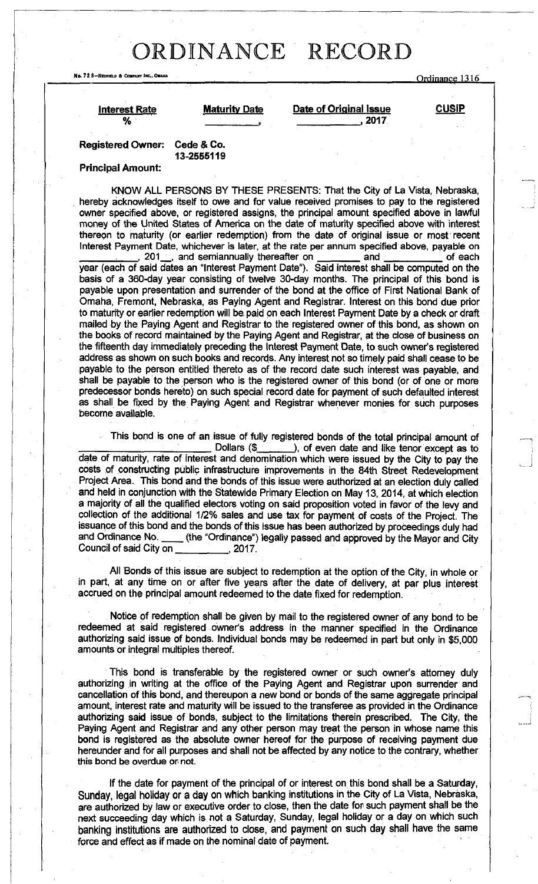| Interest Rate | Maturity Date | Date of Original Issue | CUSIP |
|---|---|---|---|
| % | \_\_\_\_\_\_\_\_\_\_\_\_, | \_\_\_\_\_\_\_\_\_\_\_\_, 2017 | |

**Registered Owner:** **Cede & Co.**
**13-2555119**

**Principal Amount:**

KNOW ALL PERSONS BY THESE PRESENTS: That the City of La Vista, Nebraska, hereby acknowledges itself to owe and for value received promises to pay to the registered owner specified above, or registered assigns, the principal amount specified above in lawful money of the United States of America on the date of maturity specified above with interest thereon to maturity (or earlier redemption) from the date of original issue or most recent Interest Payment Date, whichever is later, at the rate per annum specified above, payable on \_\_\_\_\_\_\_\_\_\_, 201\_\_, and semiannually thereafter on \_\_\_\_\_\_\_\_ and \_\_\_\_\_\_\_\_\_\_ of each year (each of said dates an "Interest Payment Date"). Said interest shall be computed on the basis of a 360-day year consisting of twelve 30-day months. The principal of this bond is payable upon presentation and surrender of the bond at the office of First National Bank of Omaha, Fremont, Nebraska, as Paying Agent and Registrar. Interest on this bond due prior to maturity or earlier redemption will be paid on each Interest Payment Date by a check or draft mailed by the Paying Agent and Registrar to the registered owner of this bond, as shown on the books of record maintained by the Paying Agent and Registrar, at the close of business on the fifteenth day immediately preceding the Interest Payment Date, to such owner's registered address as shown on such books and records. Any interest not so timely paid shall cease to be payable to the person entitled thereto as of the record date such interest was payable, and shall be payable to the person who is the registered owner of this bond (or of one or more predecessor bonds hereto) on such special record date for payment of such defaulted interest as shall be fixed by the Paying Agent and Registrar whenever monies for such purposes become available.

This bond is one of an issue of fully registered bonds of the total principal amount of \_\_\_\_\_\_\_\_\_\_\_\_\_\_\_\_\_\_\_\_\_\_\_\_ Dollars ($\_\_\_\_\_\_\_), of even date and like tenor except as to date of maturity, rate of interest and denomination which were issued by the City to pay the costs of constructing public infrastructure improvements in the 84th Street Redevelopment Project Area. This bond and the bonds of this issue were authorized at an election duly called and held in conjunction with the Statewide Primary Election on May 13, 2014, at which election a majority of all the qualified electors voting on said proposition voted in favor of the levy and collection of the additional 1/2% sales and use tax for payment of costs of the Project. The issuance of this bond and the bonds of this issue has been authorized by proceedings duly had and Ordinance No. \_\_\_\_ (the "Ordinance") legally passed and approved by the Mayor and City Council of said City on \_\_\_\_\_\_\_\_\_\_, 2017.

All Bonds of this issue are subject to redemption at the option of the City, in whole or in part, at any time on or after five years after the date of delivery, at par plus interest accrued on the principal amount redeemed to the date fixed for redemption.

Notice of redemption shall be given by mail to the registered owner of any bond to be redeemed at said registered owner's address in the manner specified in the Ordinance authorizing said issue of bonds. Individual bonds may be redeemed in part but only in $5,000 amounts or integral multiples thereof.

This bond is transferable by the registered owner or such owner's attorney duly authorizing in writing at the office of the Paying Agent and Registrar upon surrender and cancellation of this bond, and thereupon a new bond or bonds of the same aggregate principal amount, interest rate and maturity will be issued to the transferee as provided in the Ordinance authorizing said issue of bonds, subject to the limitations therein prescribed. The City, the Paying Agent and Registrar and any other person may treat the person in whose name this bond is registered as the absolute owner hereof for the purpose of receiving payment due hereunder and for all purposes and shall not be affected by any notice to the contrary, whether this bond be overdue or not.

If the date for payment of the principal of or interest on this bond shall be a Saturday, Sunday, legal holiday or a day on which banking institutions in the City of La Vista, Nebraska, are authorized by law or executive order to close, then the date for such payment shall be the next succeeding day which is not a Saturday, Sunday, legal holiday or a day on which such banking institutions are authorized to close, and payment on such day shall have the same force and effect as if made on the nominal date of payment.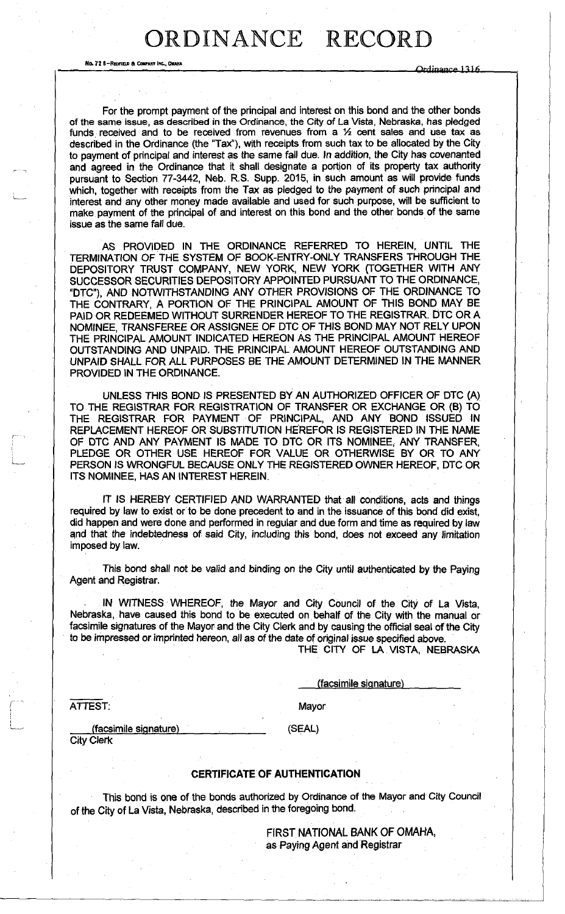For the prompt payment of the principal and interest on this bond and the other bonds of the same issue, as described in the Ordinance, the City of La Vista, Nebraska, has pledged funds received and to be received from revenues from a ½ cent sales and use tax as described in the Ordinance (the "Tax"), with receipts from such tax to be allocated by the City to payment of principal and interest as the same fall due. In addition, the City has covenanted and agreed in the Ordinance that it shall designate a portion of its property tax authority pursuant to Section 77-3442, Neb. R.S. Supp. 2015, in such amount as will provide funds which, together with receipts from the Tax as pledged to the payment of such principal and interest and any other money made available and used for such purpose, will be sufficient to make payment of the principal of and interest on this bond and the other bonds of the same issue as the same fall due.

AS PROVIDED IN THE ORDINANCE REFERRED TO HEREIN, UNTIL THE TERMINATION OF THE SYSTEM OF BOOK-ENTRY-ONLY TRANSFERS THROUGH THE DEPOSITORY TRUST COMPANY, NEW YORK, NEW YORK (TOGETHER WITH ANY SUCCESSOR SECURITIES DEPOSITORY APPOINTED PURSUANT TO THE ORDINANCE, "DTC"), AND NOTWITHSTANDING ANY OTHER PROVISIONS OF THE ORDINANCE TO THE CONTRARY, A PORTION OF THE PRINCIPAL AMOUNT OF THIS BOND MAY BE PAID OR REDEEMED WITHOUT SURRENDER HEREOF TO THE REGISTRAR. DTC OR A NOMINEE, TRANSFEREE OR ASSIGNEE OF DTC OF THIS BOND MAY NOT RELY UPON THE PRINCIPAL AMOUNT INDICATED HEREON AS THE PRINCIPAL AMOUNT HEREOF OUTSTANDING AND UNPAID. THE PRINCIPAL AMOUNT HEREOF OUTSTANDING AND UNPAID SHALL FOR ALL PURPOSES BE THE AMOUNT DETERMINED IN THE MANNER PROVIDED IN THE ORDINANCE.

UNLESS THIS BOND IS PRESENTED BY AN AUTHORIZED OFFICER OF DTC (A) TO THE REGISTRAR FOR REGISTRATION OF TRANSFER OR EXCHANGE OR (B) TO THE REGISTRAR FOR PAYMENT OF PRINCIPAL, AND ANY BOND ISSUED IN REPLACEMENT HEREOF OR SUBSTITUTION HEREFOR IS REGISTERED IN THE NAME OF DTC AND ANY PAYMENT IS MADE TO DTC OR ITS NOMINEE, ANY TRANSFER, PLEDGE OR OTHER USE HEREOF FOR VALUE OR OTHERWISE BY OR TO ANY PERSON IS WRONGFUL BECAUSE ONLY THE REGISTERED OWNER HEREOF, DTC OR ITS NOMINEE, HAS AN INTEREST HEREIN.

IT IS HEREBY CERTIFIED AND WARRANTED that all conditions, acts and things required by law to exist or to be done precedent to and in the issuance of this bond did exist, did happen and were done and performed in regular and due form and time as required by law and that the indebtedness of said City, including this bond, does not exceed any limitation imposed by law.

This bond shall not be valid and binding on the City until authenticated by the Paying Agent and Registrar.

IN WITNESS WHEREOF, the Mayor and City Council of the City of La Vista, Nebraska, have caused this bond to be executed on behalf of the City with the manual or facsimile signatures of the Mayor and the City Clerk and by causing the official seal of the City to be impressed or imprinted hereon, all as of the date of original issue specified above.

THE CITY OF LA VISTA, NEBRASKA

(facsimile signature)

Mayor

ATTEST:

(facsimile signature)

City Clerk

(SEAL)

## CERTIFICATE OF AUTHENTICATION

This bond is one of the bonds authorized by Ordinance of the Mayor and City Council of the City of La Vista, Nebraska, described in the foregoing bond.

FIRST NATIONAL BANK OF OMAHA,
as Paying Agent and Registrar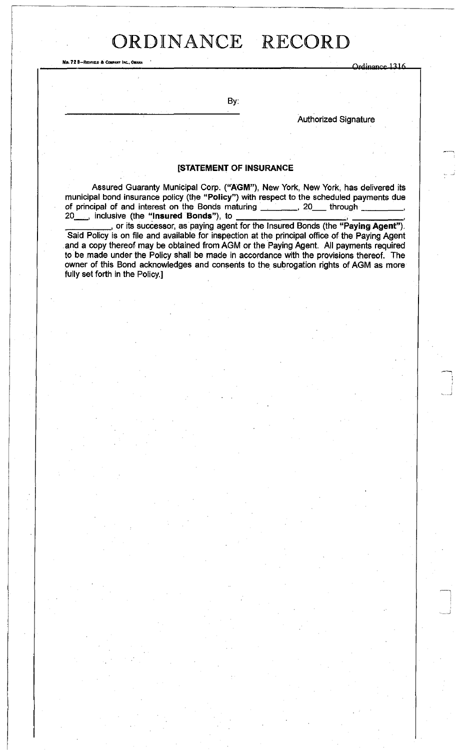By:

______________________________

Authorized Signature

**[STATEMENT OF INSURANCE**

Assured Guaranty Municipal Corp. (**"AGM"**), New York, New York, has delivered its municipal bond insurance policy (the **"Policy"**) with respect to the scheduled payments due of principal of and interest on the Bonds maturing ________, 20___ through ________, 20___, inclusive (the **"Insured Bonds"**), to ______________________, __________, __________, or its successor, as paying agent for the Insured Bonds (the **"Paying Agent"**). Said Policy is on file and available for inspection at the principal office of the Paying Agent and a copy thereof may be obtained from AGM or the Paying Agent. All payments required to be made under the Policy shall be made in accordance with the provisions thereof. The owner of this Bond acknowledges and consents to the subrogation rights of AGM as more fully set forth in the Policy.]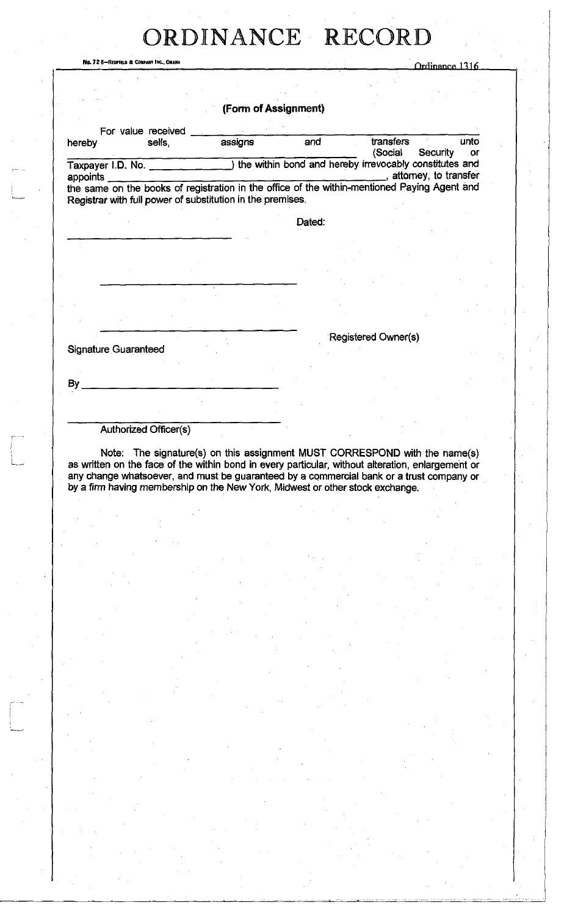# ORDINANCE RECORD

No. 72 8—Redfield & Company Inc., Omaha

Ordinance 1316

**(Form of Assignment)**

For value received ______________________________ hereby sells, assigns and transfers unto ______________________________ (Social Security or Taxpayer I.D. No. ______________) the within bond and hereby irrevocably constitutes and appoints ______________________________, attorney, to transfer the same on the books of registration in the office of the within-mentioned Paying Agent and Registrar with full power of substitution in the premises.

Dated:

______________________________

______________________________

______________________________

Registered Owner(s)

Signature Guaranteed

By ______________________________

______________________________

Authorized Officer(s)

Note: The signature(s) on this assignment MUST CORRESPOND with the name(s) as written on the face of the within bond in every particular, without alteration, enlargement or any change whatsoever, and must be guaranteed by a commercial bank or a trust company or by a firm having membership on the New York, Midwest or other stock exchange.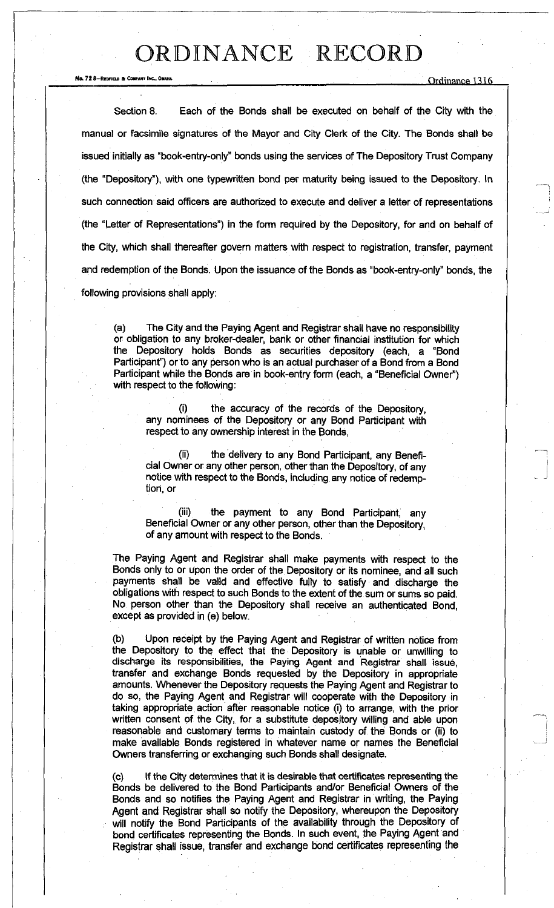Section 8. Each of the Bonds shall be executed on behalf of the City with the manual or facsimile signatures of the Mayor and City Clerk of the City. The Bonds shall be issued initially as "book-entry-only" bonds using the services of The Depository Trust Company (the "Depository"), with one typewritten bond per maturity being issued to the Depository. In such connection said officers are authorized to execute and deliver a letter of representations (the "Letter of Representations") in the form required by the Depository, for and on behalf of the City, which shall thereafter govern matters with respect to registration, transfer, payment and redemption of the Bonds. Upon the issuance of the Bonds as "book-entry-only" bonds, the following provisions shall apply:

(a) The City and the Paying Agent and Registrar shall have no responsibility or obligation to any broker-dealer, bank or other financial institution for which the Depository holds Bonds as securities depository (each, a "Bond Participant") or to any person who is an actual purchaser of a Bond from a Bond Participant while the Bonds are in book-entry form (each, a "Beneficial Owner") with respect to the following:

(i) the accuracy of the records of the Depository, any nominees of the Depository or any Bond Participant with respect to any ownership interest in the Bonds,

(ii) the delivery to any Bond Participant, any Beneficial Owner or any other person, other than the Depository, of any notice with respect to the Bonds, including any notice of redemption, or

(iii) the payment to any Bond Participant, any Beneficial Owner or any other person, other than the Depository, of any amount with respect to the Bonds.

The Paying Agent and Registrar shall make payments with respect to the Bonds only to or upon the order of the Depository or its nominee, and all such payments shall be valid and effective fully to satisfy and discharge the obligations with respect to such Bonds to the extent of the sum or sums so paid. No person other than the Depository shall receive an authenticated Bond, except as provided in (e) below.

(b) Upon receipt by the Paying Agent and Registrar of written notice from the Depository to the effect that the Depository is unable or unwilling to discharge its responsibilities, the Paying Agent and Registrar shall issue, transfer and exchange Bonds requested by the Depository in appropriate amounts. Whenever the Depository requests the Paying Agent and Registrar to do so, the Paying Agent and Registrar will cooperate with the Depository in taking appropriate action after reasonable notice (i) to arrange, with the prior written consent of the City, for a substitute depository willing and able upon reasonable and customary terms to maintain custody of the Bonds or (ii) to make available Bonds registered in whatever name or names the Beneficial Owners transferring or exchanging such Bonds shall designate.

(c) If the City determines that it is desirable that certificates representing the Bonds be delivered to the Bond Participants and/or Beneficial Owners of the Bonds and so notifies the Paying Agent and Registrar in writing, the Paying Agent and Registrar shall so notify the Depository, whereupon the Depository will notify the Bond Participants of the availability through the Depository of bond certificates representing the Bonds. In such event, the Paying Agent and Registrar shall issue, transfer and exchange bond certificates representing the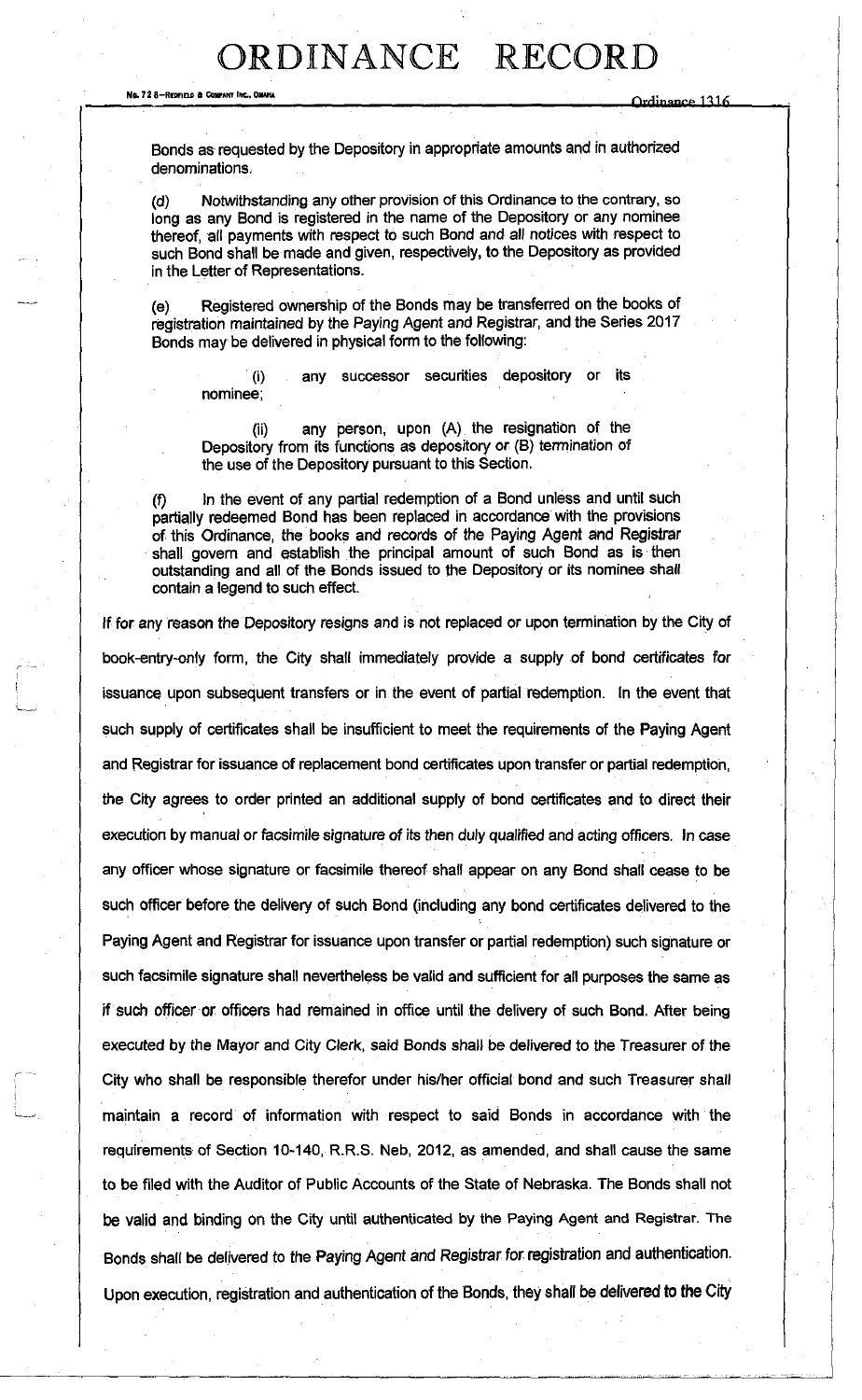Bonds as requested by the Depository in appropriate amounts and in authorized denominations.

(d) Notwithstanding any other provision of this Ordinance to the contrary, so long as any Bond is registered in the name of the Depository or any nominee thereof, all payments with respect to such Bond and all notices with respect to such Bond shall be made and given, respectively, to the Depository as provided in the Letter of Representations.

(e) Registered ownership of the Bonds may be transferred on the books of registration maintained by the Paying Agent and Registrar, and the Series 2017 Bonds may be delivered in physical form to the following:

(i) any successor securities depository or its nominee;

(ii) any person, upon (A) the resignation of the Depository from its functions as depository or (B) termination of the use of the Depository pursuant to this Section.

(f) In the event of any partial redemption of a Bond unless and until such partially redeemed Bond has been replaced in accordance with the provisions of this Ordinance, the books and records of the Paying Agent and Registrar shall govern and establish the principal amount of such Bond as is then outstanding and all of the Bonds issued to the Depository or its nominee shall contain a legend to such effect.

If for any reason the Depository resigns and is not replaced or upon termination by the City of book-entry-only form, the City shall immediately provide a supply of bond certificates for issuance upon subsequent transfers or in the event of partial redemption. In the event that such supply of certificates shall be insufficient to meet the requirements of the Paying Agent and Registrar for issuance of replacement bond certificates upon transfer or partial redemption, the City agrees to order printed an additional supply of bond certificates and to direct their execution by manual or facsimile signature of its then duly qualified and acting officers. In case any officer whose signature or facsimile thereof shall appear on any Bond shall cease to be such officer before the delivery of such Bond (including any bond certificates delivered to the Paying Agent and Registrar for issuance upon transfer or partial redemption) such signature or such facsimile signature shall nevertheless be valid and sufficient for all purposes the same as if such officer or officers had remained in office until the delivery of such Bond. After being executed by the Mayor and City Clerk, said Bonds shall be delivered to the Treasurer of the City who shall be responsible therefor under his/her official bond and such Treasurer shall maintain a record of information with respect to said Bonds in accordance with the requirements of Section 10-140, R.R.S. Neb, 2012, as amended, and shall cause the same to be filed with the Auditor of Public Accounts of the State of Nebraska. The Bonds shall not be valid and binding on the City until authenticated by the Paying Agent and Registrar. The Bonds shall be delivered to the Paying Agent and Registrar for registration and authentication. Upon execution, registration and authentication of the Bonds, they shall be delivered to the City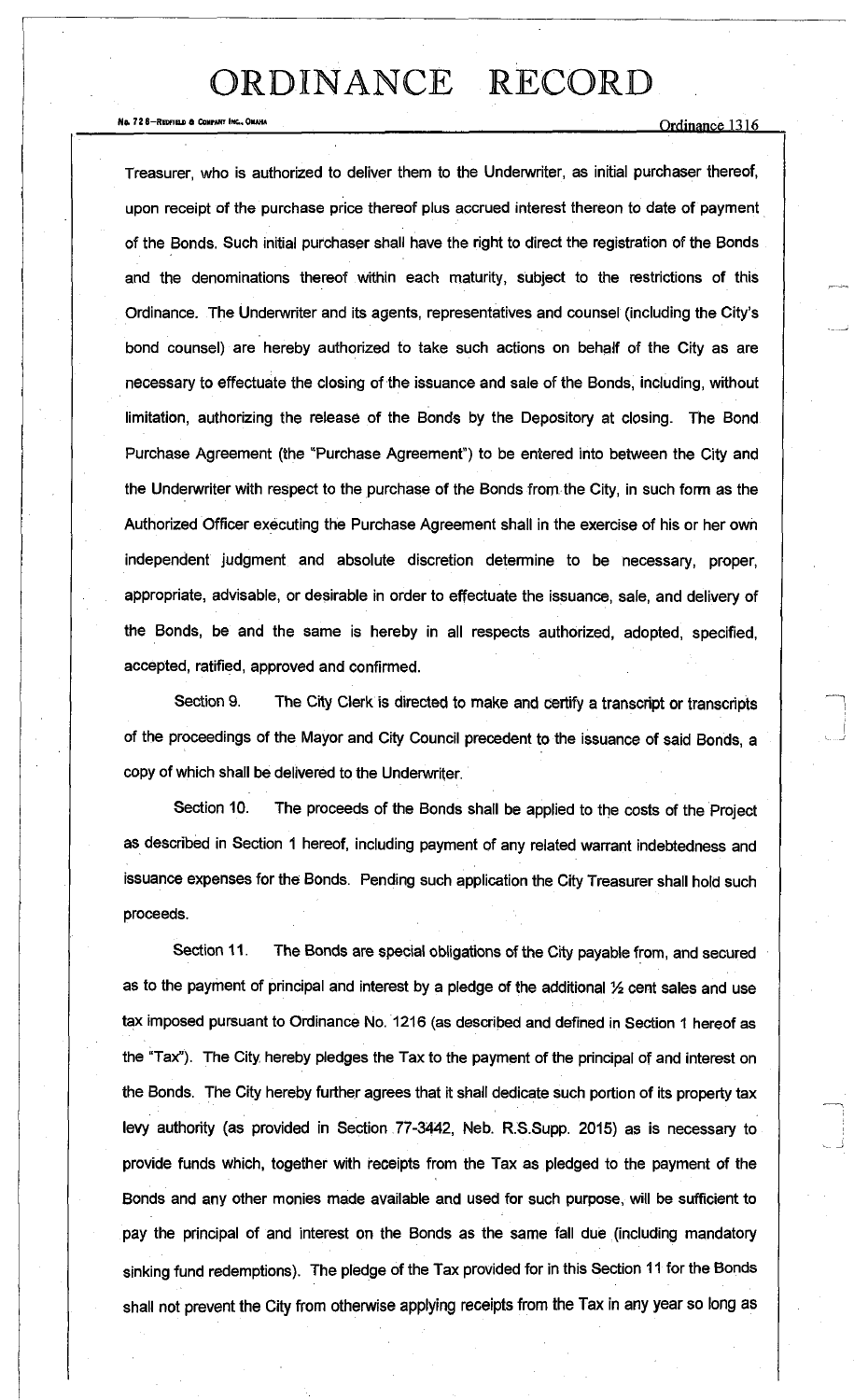Treasurer, who is authorized to deliver them to the Underwriter, as initial purchaser thereof, upon receipt of the purchase price thereof plus accrued interest thereon to date of payment of the Bonds. Such initial purchaser shall have the right to direct the registration of the Bonds and the denominations thereof within each maturity, subject to the restrictions of this Ordinance. The Underwriter and its agents, representatives and counsel (including the City's bond counsel) are hereby authorized to take such actions on behalf of the City as are necessary to effectuate the closing of the issuance and sale of the Bonds, including, without limitation, authorizing the release of the Bonds by the Depository at closing. The Bond Purchase Agreement (the "Purchase Agreement") to be entered into between the City and the Underwriter with respect to the purchase of the Bonds from the City, in such form as the Authorized Officer executing the Purchase Agreement shall in the exercise of his or her own independent judgment and absolute discretion determine to be necessary, proper, appropriate, advisable, or desirable in order to effectuate the issuance, sale, and delivery of the Bonds, be and the same is hereby in all respects authorized, adopted, specified, accepted, ratified, approved and confirmed.

Section 9. The City Clerk is directed to make and certify a transcript or transcripts of the proceedings of the Mayor and City Council precedent to the issuance of said Bonds, a copy of which shall be delivered to the Underwriter.

Section 10. The proceeds of the Bonds shall be applied to the costs of the Project as described in Section 1 hereof, including payment of any related warrant indebtedness and issuance expenses for the Bonds. Pending such application the City Treasurer shall hold such proceeds.

Section 11. The Bonds are special obligations of the City payable from, and secured as to the payment of principal and interest by a pledge of the additional ½ cent sales and use tax imposed pursuant to Ordinance No. 1216 (as described and defined in Section 1 hereof as the "Tax"). The City hereby pledges the Tax to the payment of the principal of and interest on the Bonds. The City hereby further agrees that it shall dedicate such portion of its property tax levy authority (as provided in Section 77-3442, Neb. R.S.Supp. 2015) as is necessary to provide funds which, together with receipts from the Tax as pledged to the payment of the Bonds and any other monies made available and used for such purpose, will be sufficient to pay the principal of and interest on the Bonds as the same fall due (including mandatory sinking fund redemptions). The pledge of the Tax provided for in this Section 11 for the Bonds shall not prevent the City from otherwise applying receipts from the Tax in any year so long as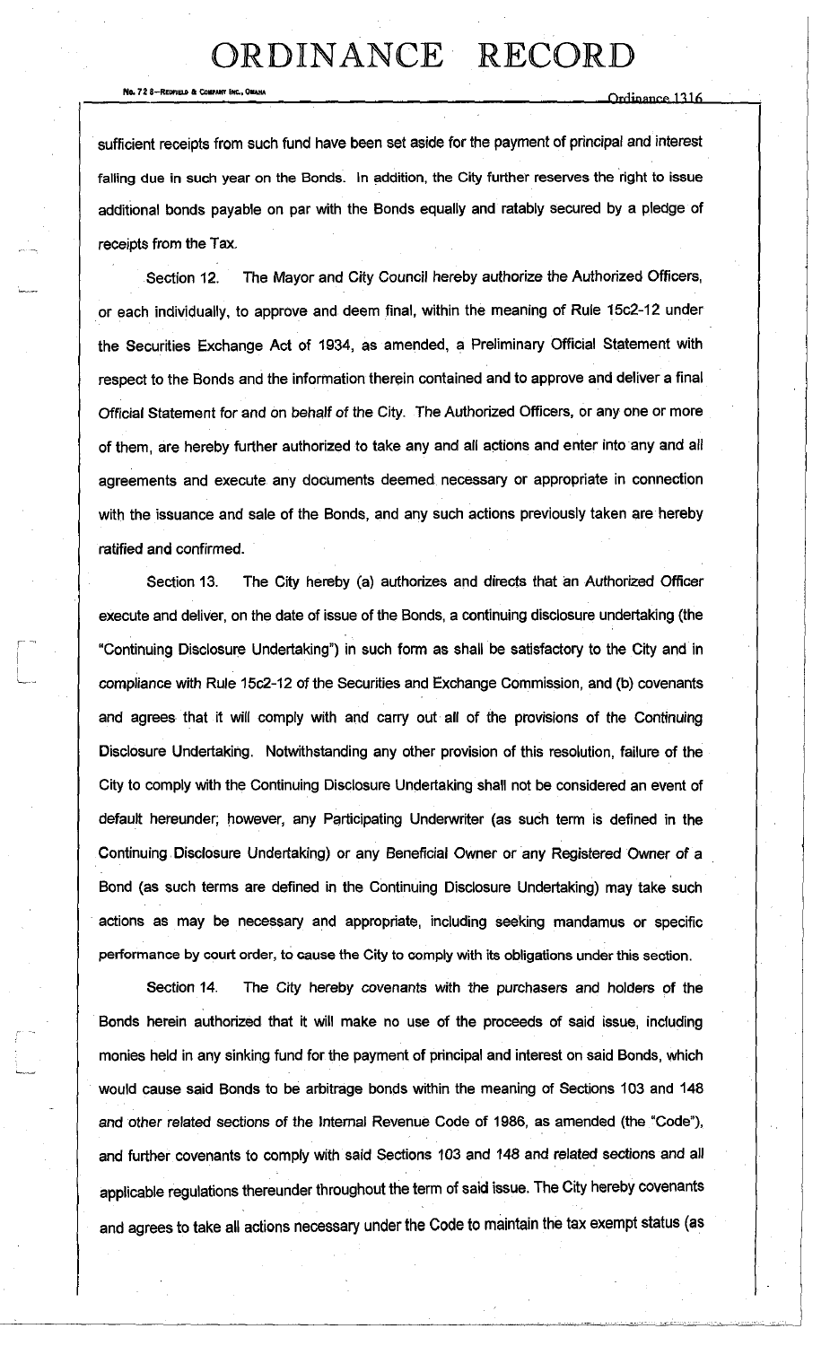sufficient receipts from such fund have been set aside for the payment of principal and interest falling due in such year on the Bonds. In addition, the City further reserves the right to issue additional bonds payable on par with the Bonds equally and ratably secured by a pledge of receipts from the Tax.

Section 12. The Mayor and City Council hereby authorize the Authorized Officers, or each individually, to approve and deem final, within the meaning of Rule 15c2-12 under the Securities Exchange Act of 1934, as amended, a Preliminary Official Statement with respect to the Bonds and the information therein contained and to approve and deliver a final Official Statement for and on behalf of the City. The Authorized Officers, or any one or more of them, are hereby further authorized to take any and all actions and enter into any and all agreements and execute any documents deemed necessary or appropriate in connection with the issuance and sale of the Bonds, and any such actions previously taken are hereby ratified and confirmed.

Section 13. The City hereby (a) authorizes and directs that an Authorized Officer execute and deliver, on the date of issue of the Bonds, a continuing disclosure undertaking (the "Continuing Disclosure Undertaking") in such form as shall be satisfactory to the City and in compliance with Rule 15c2-12 of the Securities and Exchange Commission, and (b) covenants and agrees that it will comply with and carry out all of the provisions of the Continuing Disclosure Undertaking. Notwithstanding any other provision of this resolution, failure of the City to comply with the Continuing Disclosure Undertaking shall not be considered an event of default hereunder; however, any Participating Underwriter (as such term is defined in the Continuing Disclosure Undertaking) or any Beneficial Owner or any Registered Owner of a Bond (as such terms are defined in the Continuing Disclosure Undertaking) may take such actions as may be necessary and appropriate, including seeking mandamus or specific performance by court order, to cause the City to comply with its obligations under this section.

Section 14. The City hereby covenants with the purchasers and holders of the Bonds herein authorized that it will make no use of the proceeds of said issue, including monies held in any sinking fund for the payment of principal and interest on said Bonds, which would cause said Bonds to be arbitrage bonds within the meaning of Sections 103 and 148 and other related sections of the Internal Revenue Code of 1986, as amended (the "Code"), and further covenants to comply with said Sections 103 and 148 and related sections and all applicable regulations thereunder throughout the term of said issue. The City hereby covenants and agrees to take all actions necessary under the Code to maintain the tax exempt status (as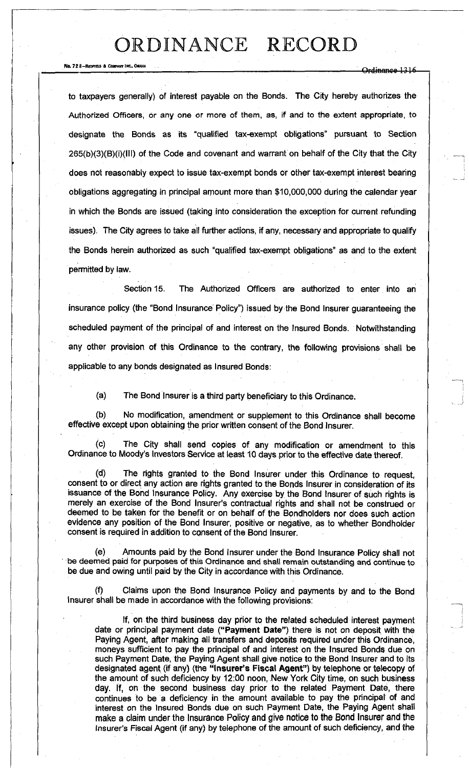to taxpayers generally) of interest payable on the Bonds. The City hereby authorizes the Authorized Officers, or any one or more of them, as, if and to the extent appropriate, to designate the Bonds as its "qualified tax-exempt obligations" pursuant to Section 265(b)(3)(B)(i)(III) of the Code and covenant and warrant on behalf of the City that the City does not reasonably expect to issue tax-exempt bonds or other tax-exempt interest bearing obligations aggregating in principal amount more than $10,000,000 during the calendar year in which the Bonds are issued (taking into consideration the exception for current refunding issues). The City agrees to take all further actions, if any, necessary and appropriate to qualify the Bonds herein authorized as such "qualified tax-exempt obligations" as and to the extent permitted by law.

Section 15. The Authorized Officers are authorized to enter into an insurance policy (the "Bond Insurance Policy") issued by the Bond Insurer guaranteeing the scheduled payment of the principal of and interest on the Insured Bonds. Notwithstanding any other provision of this Ordinance to the contrary, the following provisions shall be applicable to any bonds designated as Insured Bonds:

(a) The Bond Insurer is a third party beneficiary to this Ordinance.

(b) No modification, amendment or supplement to this Ordinance shall become effective except upon obtaining the prior written consent of the Bond Insurer.

(c) The City shall send copies of any modification or amendment to this Ordinance to Moody's Investors Service at least 10 days prior to the effective date thereof.

(d) The rights granted to the Bond Insurer under this Ordinance to request, consent to or direct any action are rights granted to the Bonds Insurer in consideration of its issuance of the Bond Insurance Policy. Any exercise by the Bond Insurer of such rights is merely an exercise of the Bond Insurer's contractual rights and shall not be construed or deemed to be taken for the benefit or on behalf of the Bondholders nor does such action evidence any position of the Bond Insurer, positive or negative, as to whether Bondholder consent is required in addition to consent of the Bond Insurer.

(e) Amounts paid by the Bond Insurer under the Bond Insurance Policy shall not be deemed paid for purposes of this Ordinance and shall remain outstanding and continue to be due and owing until paid by the City in accordance with this Ordinance.

(f) Claims upon the Bond Insurance Policy and payments by and to the Bond Insurer shall be made in accordance with the following provisions:

If, on the third business day prior to the related scheduled interest payment date or principal payment date (**"Payment Date"**) there is not on deposit with the Paying Agent, after making all transfers and deposits required under this Ordinance, moneys sufficient to pay the principal of and interest on the Insured Bonds due on such Payment Date, the Paying Agent shall give notice to the Bond Insurer and to its designated agent (if any) (the **"Insurer's Fiscal Agent"**) by telephone or telecopy of the amount of such deficiency by 12:00 noon, New York City time, on such business day. If, on the second business day prior to the related Payment Date, there continues to be a deficiency in the amount available to pay the principal of and interest on the Insured Bonds due on such Payment Date, the Paying Agent shall make a claim under the Insurance Policy and give notice to the Bond Insurer and the Insurer's Fiscal Agent (if any) by telephone of the amount of such deficiency, and the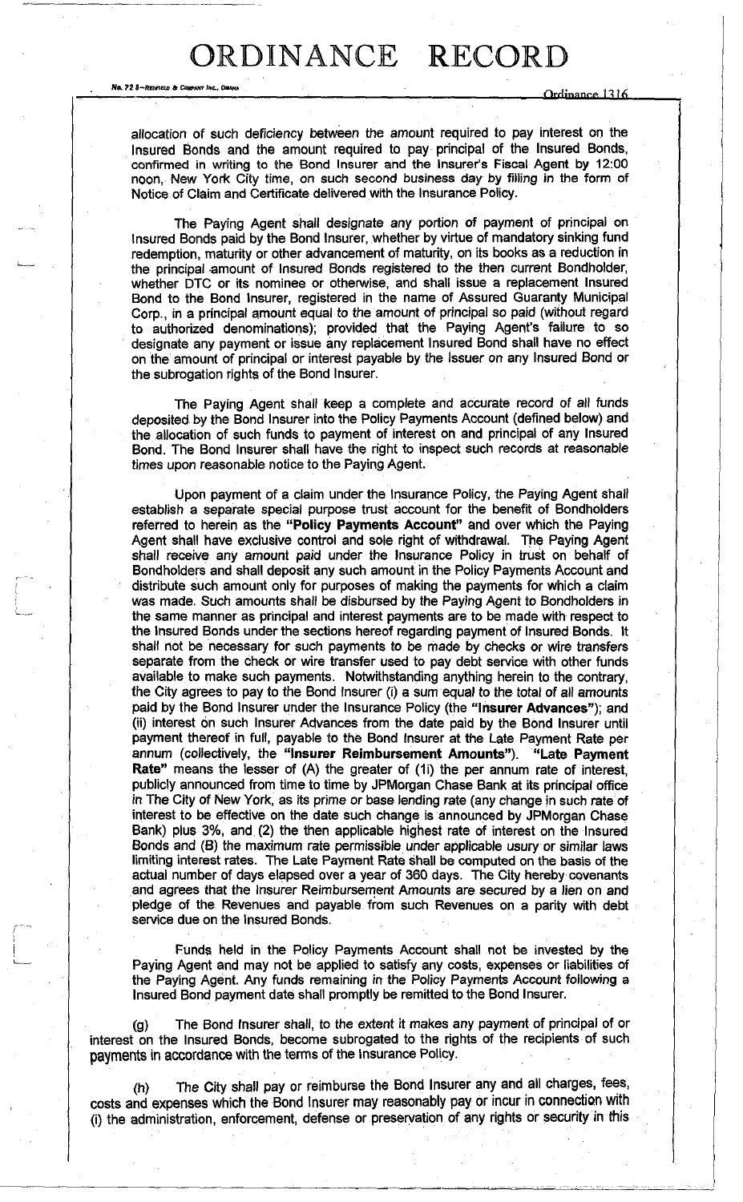allocation of such deficiency between the amount required to pay interest on the Insured Bonds and the amount required to pay principal of the Insured Bonds, confirmed in writing to the Bond Insurer and the Insurer's Fiscal Agent by 12:00 noon, New York City time, on such second business day by filling in the form of Notice of Claim and Certificate delivered with the Insurance Policy.

The Paying Agent shall designate any portion of payment of principal on Insured Bonds paid by the Bond Insurer, whether by virtue of mandatory sinking fund redemption, maturity or other advancement of maturity, on its books as a reduction in the principal amount of Insured Bonds registered to the then current Bondholder, whether DTC or its nominee or otherwise, and shall issue a replacement Insured Bond to the Bond Insurer, registered in the name of Assured Guaranty Municipal Corp., in a principal amount equal to the amount of principal so paid (without regard to authorized denominations); provided that the Paying Agent's failure to so designate any payment or issue any replacement Insured Bond shall have no effect on the amount of principal or interest payable by the Issuer on any Insured Bond or the subrogation rights of the Bond Insurer.

The Paying Agent shall keep a complete and accurate record of all funds deposited by the Bond Insurer into the Policy Payments Account (defined below) and the allocation of such funds to payment of interest on and principal of any Insured Bond. The Bond Insurer shall have the right to inspect such records at reasonable times upon reasonable notice to the Paying Agent.

Upon payment of a claim under the Insurance Policy, the Paying Agent shall establish a separate special purpose trust account for the benefit of Bondholders referred to herein as the **"Policy Payments Account"** and over which the Paying Agent shall have exclusive control and sole right of withdrawal. The Paying Agent shall receive any amount paid under the Insurance Policy in trust on behalf of Bondholders and shall deposit any such amount in the Policy Payments Account and distribute such amount only for purposes of making the payments for which a claim was made. Such amounts shall be disbursed by the Paying Agent to Bondholders in the same manner as principal and interest payments are to be made with respect to the Insured Bonds under the sections hereof regarding payment of Insured Bonds. It shall not be necessary for such payments to be made by checks or wire transfers separate from the check or wire transfer used to pay debt service with other funds available to make such payments. Notwithstanding anything herein to the contrary, the City agrees to pay to the Bond Insurer (i) a sum equal to the total of all amounts paid by the Bond Insurer under the Insurance Policy (the **"Insurer Advances"**); and (ii) interest on such Insurer Advances from the date paid by the Bond Insurer until payment thereof in full, payable to the Bond Insurer at the Late Payment Rate per annum (collectively, the **"Insurer Reimbursement Amounts"**). **"Late Payment Rate"** means the lesser of (A) the greater of (1i) the per annum rate of interest, publicly announced from time to time by JPMorgan Chase Bank at its principal office in The City of New York, as its prime or base lending rate (any change in such rate of interest to be effective on the date such change is announced by JPMorgan Chase Bank) plus 3%, and (2) the then applicable highest rate of interest on the Insured Bonds and (B) the maximum rate permissible under applicable usury or similar laws limiting interest rates. The Late Payment Rate shall be computed on the basis of the actual number of days elapsed over a year of 360 days. The City hereby covenants and agrees that the Insurer Reimbursement Amounts are secured by a lien on and pledge of the Revenues and payable from such Revenues on a parity with debt service due on the Insured Bonds.

Funds held in the Policy Payments Account shall not be invested by the Paying Agent and may not be applied to satisfy any costs, expenses or liabilities of the Paying Agent. Any funds remaining in the Policy Payments Account following a Insured Bond payment date shall promptly be remitted to the Bond Insurer.

(g) The Bond Insurer shall, to the extent it makes any payment of principal of or interest on the Insured Bonds, become subrogated to the rights of the recipients of such payments in accordance with the terms of the Insurance Policy.

(h) The City shall pay or reimburse the Bond Insurer any and all charges, fees, costs and expenses which the Bond Insurer may reasonably pay or incur in connection with (i) the administration, enforcement, defense or preservation of any rights or security in this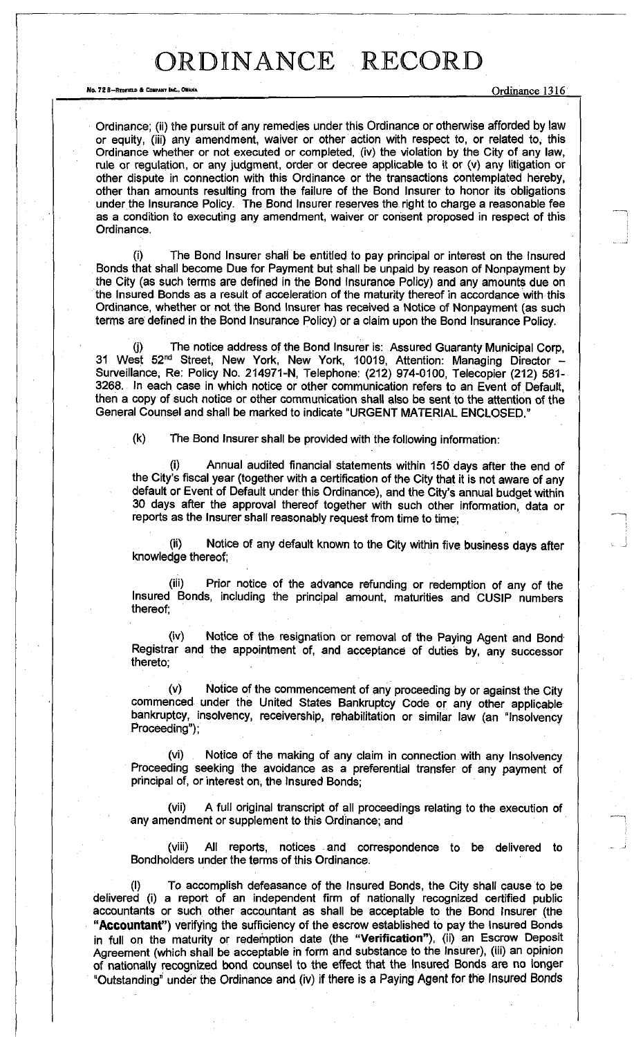Ordinance; (ii) the pursuit of any remedies under this Ordinance or otherwise afforded by law or equity, (iii) any amendment, waiver or other action with respect to, or related to, this Ordinance whether or not executed or completed, (iv) the violation by the City of any law, rule or regulation, or any judgment, order or decree applicable to it or (v) any litigation or other dispute in connection with this Ordinance or the transactions contemplated hereby, other than amounts resulting from the failure of the Bond Insurer to honor its obligations under the Insurance Policy. The Bond Insurer reserves the right to charge a reasonable fee as a condition to executing any amendment, waiver or consent proposed in respect of this Ordinance.

(i) The Bond Insurer shall be entitled to pay principal or interest on the Insured Bonds that shall become Due for Payment but shall be unpaid by reason of Nonpayment by the City (as such terms are defined in the Bond Insurance Policy) and any amounts due on the Insured Bonds as a result of acceleration of the maturity thereof in accordance with this Ordinance, whether or not the Bond Insurer has received a Notice of Nonpayment (as such terms are defined in the Bond Insurance Policy) or a claim upon the Bond Insurance Policy.

(j) The notice address of the Bond Insurer is: Assured Guaranty Municipal Corp, 31 West 52nd Street, New York, New York, 10019, Attention: Managing Director – Surveillance, Re: Policy No. 214971-N, Telephone: (212) 974-0100, Telecopier (212) 581-3268. In each case in which notice or other communication refers to an Event of Default, then a copy of such notice or other communication shall also be sent to the attention of the General Counsel and shall be marked to indicate "URGENT MATERIAL ENCLOSED."

(k) The Bond Insurer shall be provided with the following information:

(i) Annual audited financial statements within 150 days after the end of the City's fiscal year (together with a certification of the City that it is not aware of any default or Event of Default under this Ordinance), and the City's annual budget within 30 days after the approval thereof together with such other information, data or reports as the Insurer shall reasonably request from time to time;

(ii) Notice of any default known to the City within five business days after knowledge thereof;

(iii) Prior notice of the advance refunding or redemption of any of the Insured Bonds, including the principal amount, maturities and CUSIP numbers thereof;

(iv) Notice of the resignation or removal of the Paying Agent and Bond Registrar and the appointment of, and acceptance of duties by, any successor thereto;

(v) Notice of the commencement of any proceeding by or against the City commenced under the United States Bankruptcy Code or any other applicable bankruptcy, insolvency, receivership, rehabilitation or similar law (an "Insolvency Proceeding");

(vi) Notice of the making of any claim in connection with any Insolvency Proceeding seeking the avoidance as a preferential transfer of any payment of principal of, or interest on, the Insured Bonds;

(vii) A full original transcript of all proceedings relating to the execution of any amendment or supplement to this Ordinance; and

(viii) All reports, notices and correspondence to be delivered to Bondholders under the terms of this Ordinance.

(l) To accomplish defeasance of the Insured Bonds, the City shall cause to be delivered (i) a report of an independent firm of nationally recognized certified public accountants or such other accountant as shall be acceptable to the Bond Insurer (the **"Accountant"**) verifying the sufficiency of the escrow established to pay the Insured Bonds in full on the maturity or redemption date (the **"Verification"**), (ii) an Escrow Deposit Agreement (which shall be acceptable in form and substance to the Insurer), (iii) an opinion of nationally recognized bond counsel to the effect that the Insured Bonds are no longer "Outstanding" under the Ordinance and (iv) if there is a Paying Agent for the Insured Bonds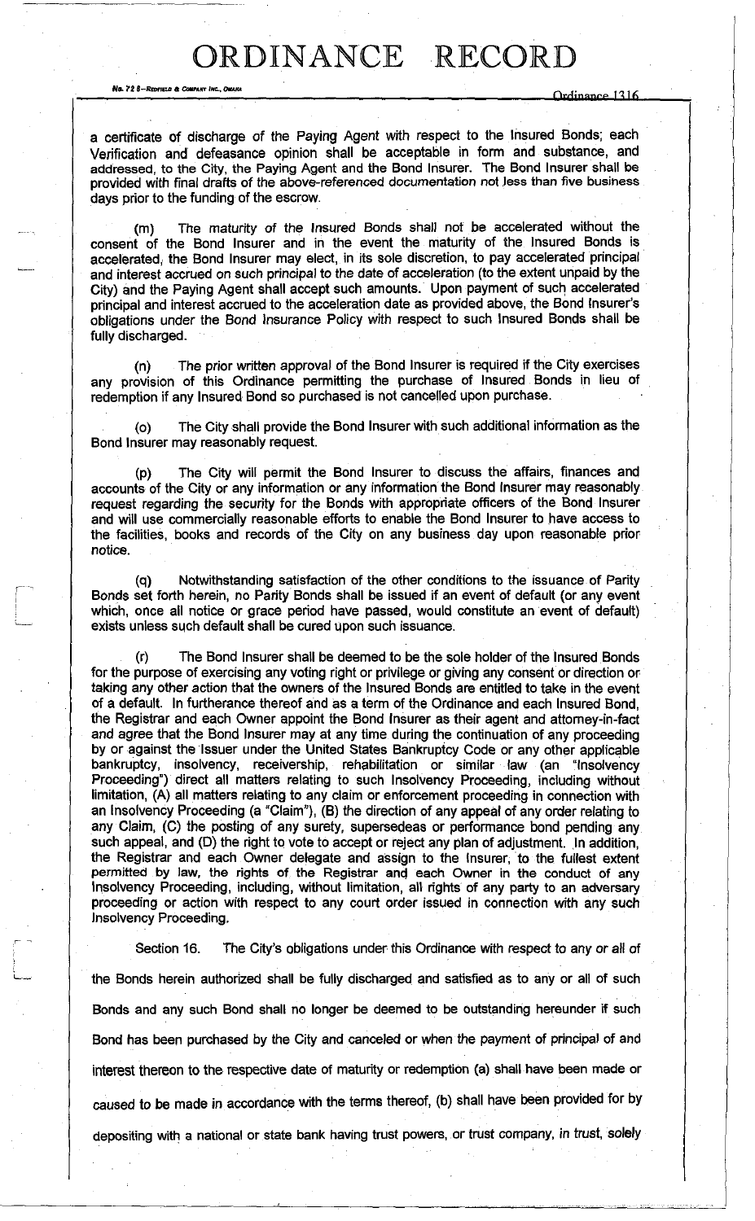a certificate of discharge of the Paying Agent with respect to the Insured Bonds; each Verification and defeasance opinion shall be acceptable in form and substance, and addressed, to the City, the Paying Agent and the Bond Insurer. The Bond Insurer shall be provided with final drafts of the above-referenced documentation not less than five business days prior to the funding of the escrow.

(m) The maturity of the Insured Bonds shall not be accelerated without the consent of the Bond Insurer and in the event the maturity of the Insured Bonds is accelerated, the Bond Insurer may elect, in its sole discretion, to pay accelerated principal and interest accrued on such principal to the date of acceleration (to the extent unpaid by the City) and the Paying Agent shall accept such amounts. Upon payment of such accelerated principal and interest accrued to the acceleration date as provided above, the Bond Insurer's obligations under the Bond Insurance Policy with respect to such Insured Bonds shall be fully discharged.

(n) The prior written approval of the Bond Insurer is required if the City exercises any provision of this Ordinance permitting the purchase of Insured Bonds in lieu of redemption if any Insured Bond so purchased is not cancelled upon purchase.

(o) The City shall provide the Bond Insurer with such additional information as the Bond Insurer may reasonably request.

(p) The City will permit the Bond Insurer to discuss the affairs, finances and accounts of the City or any information or any information the Bond Insurer may reasonably request regarding the security for the Bonds with appropriate officers of the Bond Insurer and will use commercially reasonable efforts to enable the Bond Insurer to have access to the facilities, books and records of the City on any business day upon reasonable prior notice.

(q) Notwithstanding satisfaction of the other conditions to the issuance of Parity Bonds set forth herein, no Parity Bonds shall be issued if an event of default (or any event which, once all notice or grace period have passed, would constitute an event of default) exists unless such default shall be cured upon such issuance.

(r) The Bond Insurer shall be deemed to be the sole holder of the Insured Bonds for the purpose of exercising any voting right or privilege or giving any consent or direction or taking any other action that the owners of the Insured Bonds are entitled to take in the event of a default. In furtherance thereof and as a term of the Ordinance and each Insured Bond, the Registrar and each Owner appoint the Bond Insurer as their agent and attorney-in-fact and agree that the Bond Insurer may at any time during the continuation of any proceeding by or against the Issuer under the United States Bankruptcy Code or any other applicable bankruptcy, insolvency, receivership, rehabilitation or similar law (an "Insolvency Proceeding") direct all matters relating to such Insolvency Proceeding, including without limitation, (A) all matters relating to any claim or enforcement proceeding in connection with an Insolvency Proceeding (a "Claim"), (B) the direction of any appeal of any order relating to any Claim, (C) the posting of any surety, supersedeas or performance bond pending any such appeal, and (D) the right to vote to accept or reject any plan of adjustment. In addition, the Registrar and each Owner delegate and assign to the Insurer, to the fullest extent permitted by law, the rights of the Registrar and each Owner in the conduct of any Insolvency Proceeding, including, without limitation, all rights of any party to an adversary proceeding or action with respect to any court order issued in connection with any such Insolvency Proceeding.

Section 16. The City's obligations under this Ordinance with respect to any or all of the Bonds herein authorized shall be fully discharged and satisfied as to any or all of such Bonds and any such Bond shall no longer be deemed to be outstanding hereunder if such Bond has been purchased by the City and canceled or when the payment of principal of and interest thereon to the respective date of maturity or redemption (a) shall have been made or caused to be made in accordance with the terms thereof, (b) shall have been provided for by depositing with a national or state bank having trust powers, or trust company, in trust, solely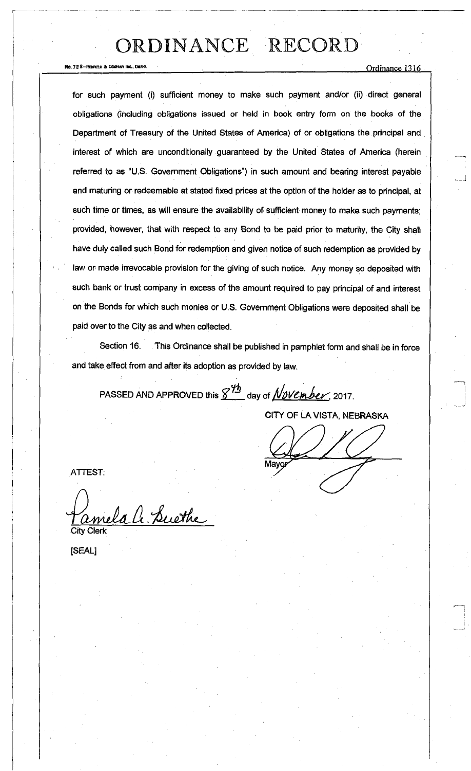# ORDINANCE RECORD

No. 72 8—REDFIELD & COMPANY INC., OMAHA

Ordinance 1316

for such payment (i) sufficient money to make such payment and/or (ii) direct general obligations (including obligations issued or held in book entry form on the books of the Department of Treasury of the United States of America) of or obligations the principal and interest of which are unconditionally guaranteed by the United States of America (herein referred to as "U.S. Government Obligations") in such amount and bearing interest payable and maturing or redeemable at stated fixed prices at the option of the holder as to principal, at such time or times, as will ensure the availability of sufficient money to make such payments; provided, however, that with respect to any Bond to be paid prior to maturity, the City shall have duly called such Bond for redemption and given notice of such redemption as provided by law or made irrevocable provision for the giving of such notice. Any money so deposited with such bank or trust company in excess of the amount required to pay principal of and interest on the Bonds for which such monies or U.S. Government Obligations were deposited shall be paid over to the City as and when collected.

Section 16. This Ordinance shall be published in pamphlet form and shall be in force and take effect from and after its adoption as provided by law.

PASSED AND APPROVED this 8th day of November, 2017.

CITY OF LA VISTA, NEBRASKA

Mayor

ATTEST:

Pamela A. Buethe
City Clerk

[SEAL]